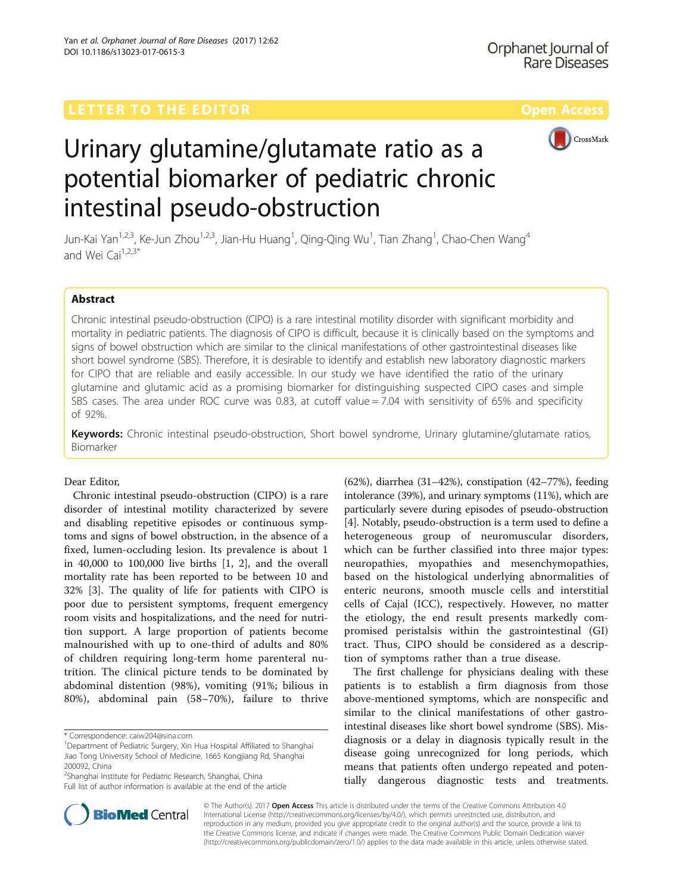LETTER TO THE EDITOR Open Access

# Urinary glutamine/glutamate ratio as a potential biomarker of pediatric chronic intestinal pseudo-obstruction

Jun-Kai Yan[1,2,3], Ke-Jun Zhou[1,2,3], Jian-Hu Huang[1], Qing-Qing Wu[1], Tian Zhang[1], Chao-Chen Wang[4] and Wei Cai[1,2,3*]

## Abstract

Chronic intestinal pseudo-obstruction (CIPO) is a rare intestinal motility disorder with significant morbidity and mortality in pediatric patients. The diagnosis of CIPO is difficult, because it is clinically based on the symptoms and signs of bowel obstruction which are similar to the clinical manifestations of other gastrointestinal diseases like short bowel syndrome (SBS). Therefore, it is desirable to identify and establish new laboratory diagnostic markers for CIPO that are reliable and easily accessible. In our study we have identified the ratio of the urinary glutamine and glutamic acid as a promising biomarker for distinguishing suspected CIPO cases and simple SBS cases. The area under ROC curve was 0.83, at cutoff value = 7.04 with sensitivity of 65% and specificity of 92%.

**Keywords:** Chronic intestinal pseudo-obstruction, Short bowel syndrome, Urinary glutamine/glutamate ratios, Biomarker

Dear Editor,

Chronic intestinal pseudo-obstruction (CIPO) is a rare disorder of intestinal motility characterized by severe and disabling repetitive episodes or continuous symptoms and signs of bowel obstruction, in the absence of a fixed, lumen-occluding lesion. Its prevalence is about 1 in 40,000 to 100,000 live births [1, 2], and the overall mortality rate has been reported to be between 10 and 32% [3]. The quality of life for patients with CIPO is poor due to persistent symptoms, frequent emergency room visits and hospitalizations, and the need for nutrition support. A large proportion of patients become malnourished with up to one-third of adults and 80% of children requiring long-term home parenteral nutrition. The clinical picture tends to be dominated by abdominal distention (98%), vomiting (91%; bilious in 80%), abdominal pain (58–70%), failure to thrive (62%), diarrhea (31–42%), constipation (42–77%), feeding intolerance (39%), and urinary symptoms (11%), which are particularly severe during episodes of pseudo-obstruction [4]. Notably, pseudo-obstruction is a term used to define a heterogeneous group of neuromuscular disorders, which can be further classified into three major types: neuropathies, myopathies and mesenchymopathies, based on the histological underlying abnormalities of enteric neurons, smooth muscle cells and interstitial cells of Cajal (ICC), respectively. However, no matter the etiology, the end result presents markedly compromised peristalsis within the gastrointestinal (GI) tract. Thus, CIPO should be considered as a description of symptoms rather than a true disease.

The first challenge for physicians dealing with these patients is to establish a firm diagnosis from those above-mentioned symptoms, which are nonspecific and similar to the clinical manifestations of other gastrointestinal diseases like short bowel syndrome (SBS). Misdiagnosis or a delay in diagnosis typically result in the disease going unrecognized for long periods, which means that patients often undergo repeated and potentially dangerous diagnostic tests and treatments.

\* Correspondence: caiw204@sina.com
[1]Department of Pediatric Surgery, Xin Hua Hospital Affiliated to Shanghai Jiao Tong University School of Medicine, 1665 Kongjiang Rd, Shanghai 200092, China
[2]Shanghai Institute for Pediatric Research, Shanghai, China
Full list of author information is available at the end of the article

© The Author(s). 2017 **Open Access** This article is distributed under the terms of the Creative Commons Attribution 4.0 International License (http://creativecommons.org/licenses/by/4.0/), which permits unrestricted use, distribution, and reproduction in any medium, provided you give appropriate credit to the original author(s) and the source, provide a link to the Creative Commons license, and indicate if changes were made. The Creative Commons Public Domain Dedication waiver (http://creativecommons.org/publicdomain/zero/1.0/) applies to the data made available in this article, unless otherwise stated.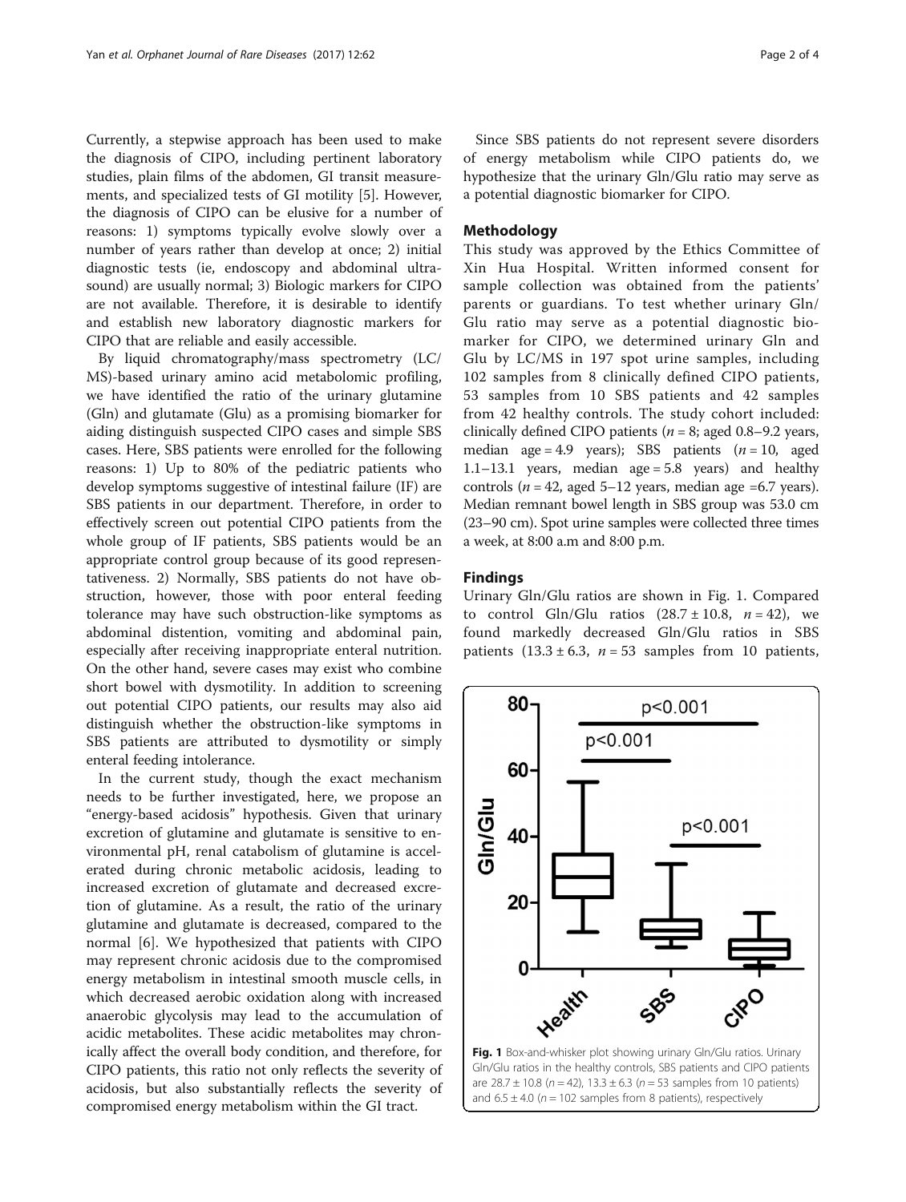Currently, a stepwise approach has been used to make the diagnosis of CIPO, including pertinent laboratory studies, plain films of the abdomen, GI transit measurements, and specialized tests of GI motility [5]. However, the diagnosis of CIPO can be elusive for a number of reasons: 1) symptoms typically evolve slowly over a number of years rather than develop at once; 2) initial diagnostic tests (ie, endoscopy and abdominal ultrasound) are usually normal; 3) Biologic markers for CIPO are not available. Therefore, it is desirable to identify and establish new laboratory diagnostic markers for CIPO that are reliable and easily accessible.

By liquid chromatography/mass spectrometry (LC/MS)-based urinary amino acid metabolomic profiling, we have identified the ratio of the urinary glutamine (Gln) and glutamate (Glu) as a promising biomarker for aiding distinguish suspected CIPO cases and simple SBS cases. Here, SBS patients were enrolled for the following reasons: 1) Up to 80% of the pediatric patients who develop symptoms suggestive of intestinal failure (IF) are SBS patients in our department. Therefore, in order to effectively screen out potential CIPO patients from the whole group of IF patients, SBS patients would be an appropriate control group because of its good representativeness. 2) Normally, SBS patients do not have obstruction, however, those with poor enteral feeding tolerance may have such obstruction-like symptoms as abdominal distention, vomiting and abdominal pain, especially after receiving inappropriate enteral nutrition. On the other hand, severe cases may exist who combine short bowel with dysmotility. In addition to screening out potential CIPO patients, our results may also aid distinguish whether the obstruction-like symptoms in SBS patients are attributed to dysmotility or simply enteral feeding intolerance.

In the current study, though the exact mechanism needs to be further investigated, here, we propose an "energy-based acidosis" hypothesis. Given that urinary excretion of glutamine and glutamate is sensitive to environmental pH, renal catabolism of glutamine is accelerated during chronic metabolic acidosis, leading to increased excretion of glutamate and decreased excretion of glutamine. As a result, the ratio of the urinary glutamine and glutamate is decreased, compared to the normal [6]. We hypothesized that patients with CIPO may represent chronic acidosis due to the compromised energy metabolism in intestinal smooth muscle cells, in which decreased aerobic oxidation along with increased anaerobic glycolysis may lead to the accumulation of acidic metabolites. These acidic metabolites may chronically affect the overall body condition, and therefore, for CIPO patients, this ratio not only reflects the severity of acidosis, but also substantially reflects the severity of compromised energy metabolism within the GI tract.

Since SBS patients do not represent severe disorders of energy metabolism while CIPO patients do, we hypothesize that the urinary Gln/Glu ratio may serve as a potential diagnostic biomarker for CIPO.

## Methodology

This study was approved by the Ethics Committee of Xin Hua Hospital. Written informed consent for sample collection was obtained from the patients' parents or guardians. To test whether urinary Gln/Glu ratio may serve as a potential diagnostic biomarker for CIPO, we determined urinary Gln and Glu by LC/MS in 197 spot urine samples, including 102 samples from 8 clinically defined CIPO patients, 53 samples from 10 SBS patients and 42 samples from 42 healthy controls. The study cohort included: clinically defined CIPO patients ($n = 8$; aged 0.8–9.2 years, median age = 4.9 years); SBS patients ($n = 10$, aged 1.1–13.1 years, median age = 5.8 years) and healthy controls ($n = 42$, aged 5–12 years, median age =6.7 years). Median remnant bowel length in SBS group was 53.0 cm (23–90 cm). Spot urine samples were collected three times a week, at 8:00 a.m and 8:00 p.m.

## Findings

Urinary Gln/Glu ratios are shown in Fig. 1. Compared to control Gln/Glu ratios ($28.7 \pm 10.8$, $n = 42$), we found markedly decreased Gln/Glu ratios in SBS patients ($13.3 \pm 6.3$, $n = 53$ samples from 10 patients,

**Fig. 1** Box-and-whisker plot showing urinary Gln/Glu ratios. Urinary Gln/Glu ratios in the healthy controls, SBS patients and CIPO patients are $28.7 \pm 10.8$ ($n = 42$), $13.3 \pm 6.3$ ($n = 53$ samples from 10 patients) and $6.5 \pm 4.0$ ($n = 102$ samples from 8 patients), respectively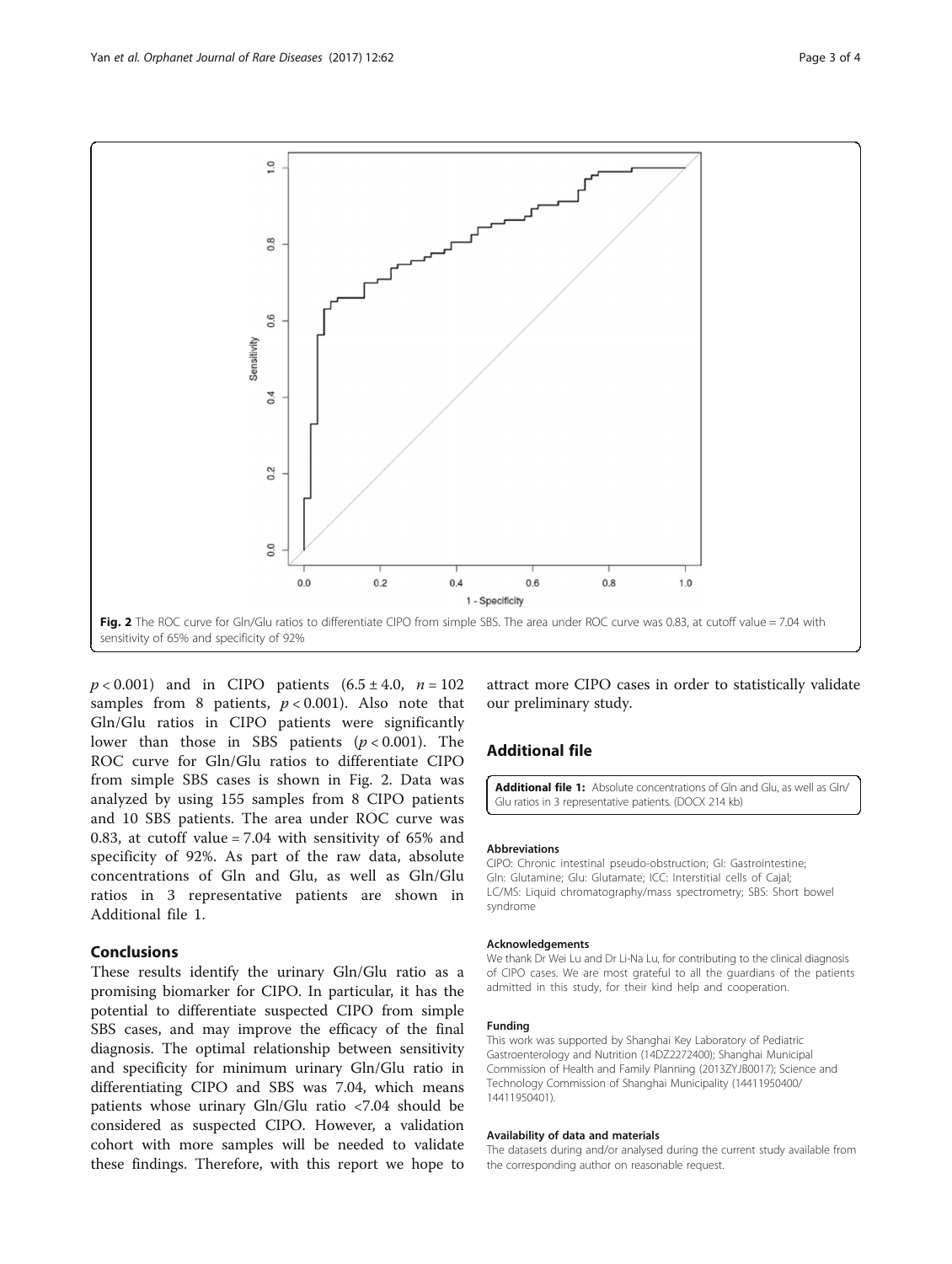Fig. 2 The ROC curve for Gln/Glu ratios to differentiate CIPO from simple SBS. The area under ROC curve was 0.83, at cutoff value = 7.04 with sensitivity of 65% and specificity of 92%

$p < 0.001$) and in CIPO patients ($6.5 \pm 4.0$, $n = 102$ samples from 8 patients, $p < 0.001$). Also note that Gln/Glu ratios in CIPO patients were significantly lower than those in SBS patients ($p < 0.001$). The ROC curve for Gln/Glu ratios to differentiate CIPO from simple SBS cases is shown in Fig. 2. Data was analyzed by using 155 samples from 8 CIPO patients and 10 SBS patients. The area under ROC curve was 0.83, at cutoff value = 7.04 with sensitivity of 65% and specificity of 92%. As part of the raw data, absolute concentrations of Gln and Glu, as well as Gln/Glu ratios in 3 representative patients are shown in Additional file 1.

## Conclusions

These results identify the urinary Gln/Glu ratio as a promising biomarker for CIPO. In particular, it has the potential to differentiate suspected CIPO from simple SBS cases, and may improve the efficacy of the final diagnosis. The optimal relationship between sensitivity and specificity for minimum urinary Gln/Glu ratio in differentiating CIPO and SBS was 7.04, which means patients whose urinary Gln/Glu ratio <7.04 should be considered as suspected CIPO. However, a validation cohort with more samples will be needed to validate these findings. Therefore, with this report we hope to attract more CIPO cases in order to statistically validate our preliminary study.

## Additional file

**Additional file 1:** Absolute concentrations of Gln and Glu, as well as Gln/Glu ratios in 3 representative patients. (DOCX 214 kb)

#### Abbreviations

CIPO: Chronic intestinal pseudo-obstruction; GI: Gastrointestine; Gln: Glutamine; Glu: Glutamate; ICC: Interstitial cells of Cajal; LC/MS: Liquid chromatography/mass spectrometry; SBS: Short bowel syndrome

#### Acknowledgements

We thank Dr Wei Lu and Dr Li-Na Lu, for contributing to the clinical diagnosis of CIPO cases. We are most grateful to all the guardians of the patients admitted in this study, for their kind help and cooperation.

#### Funding

This work was supported by Shanghai Key Laboratory of Pediatric Gastroenterology and Nutrition (14DZ2272400); Shanghai Municipal Commission of Health and Family Planning (2013ZYJB0017); Science and Technology Commission of Shanghai Municipality (14411950400/14411950401).

#### Availability of data and materials

The datasets during and/or analysed during the current study available from the corresponding author on reasonable request.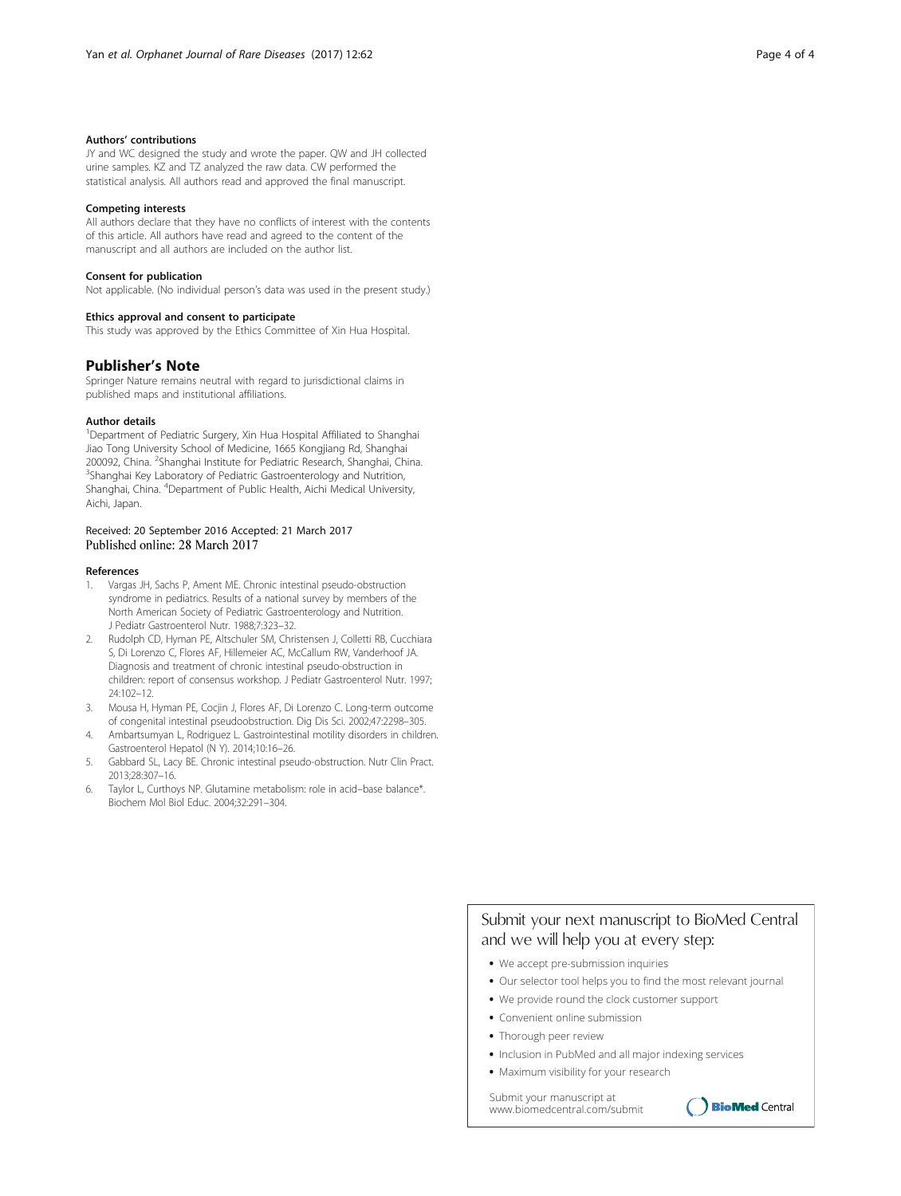#### Authors' contributions

JY and WC designed the study and wrote the paper. QW and JH collected urine samples. KZ and TZ analyzed the raw data. CW performed the statistical analysis. All authors read and approved the final manuscript.

#### Competing interests

All authors declare that they have no conflicts of interest with the contents of this article. All authors have read and agreed to the content of the manuscript and all authors are included on the author list.

#### Consent for publication

Not applicable. (No individual person's data was used in the present study.)

#### Ethics approval and consent to participate

This study was approved by the Ethics Committee of Xin Hua Hospital.

### Publisher's Note

Springer Nature remains neutral with regard to jurisdictional claims in published maps and institutional affiliations.

#### Author details

[1]Department of Pediatric Surgery, Xin Hua Hospital Affiliated to Shanghai Jiao Tong University School of Medicine, 1665 Kongjiang Rd, Shanghai 200092, China. [2]Shanghai Institute for Pediatric Research, Shanghai, China. [3]Shanghai Key Laboratory of Pediatric Gastroenterology and Nutrition, Shanghai, China. [4]Department of Public Health, Aichi Medical University, Aichi, Japan.

Received: 20 September 2016 Accepted: 21 March 2017
Published online: 28 March 2017

#### References

1. Vargas JH, Sachs P, Ament ME. Chronic intestinal pseudo-obstruction syndrome in pediatrics. Results of a national survey by members of the North American Society of Pediatric Gastroenterology and Nutrition. J Pediatr Gastroenterol Nutr. 1988;7:323–32.
2. Rudolph CD, Hyman PE, Altschuler SM, Christensen J, Colletti RB, Cucchiara S, Di Lorenzo C, Flores AF, Hillemeier AC, McCallum RW, Vanderhoof JA. Diagnosis and treatment of chronic intestinal pseudo-obstruction in children: report of consensus workshop. J Pediatr Gastroenterol Nutr. 1997; 24:102–12.
3. Mousa H, Hyman PE, Cocjin J, Flores AF, Di Lorenzo C. Long-term outcome of congenital intestinal pseudoobstruction. Dig Dis Sci. 2002;47:2298–305.
4. Ambartsumyan L, Rodriguez L. Gastrointestinal motility disorders in children. Gastroenterol Hepatol (N Y). 2014;10:16–26.
5. Gabbard SL, Lacy BE. Chronic intestinal pseudo-obstruction. Nutr Clin Pract. 2013;28:307–16.
6. Taylor L, Curthoys NP. Glutamine metabolism: role in acid–base balance*. Biochem Mol Biol Educ. 2004;32:291–304.

Submit your next manuscript to BioMed Central and we will help you at every step:

- We accept pre-submission inquiries
- Our selector tool helps you to find the most relevant journal
- We provide round the clock customer support
- Convenient online submission
- Thorough peer review
- Inclusion in PubMed and all major indexing services
- Maximum visibility for your research

Submit your manuscript at
www.biomedcentral.com/submit

BioMed Central